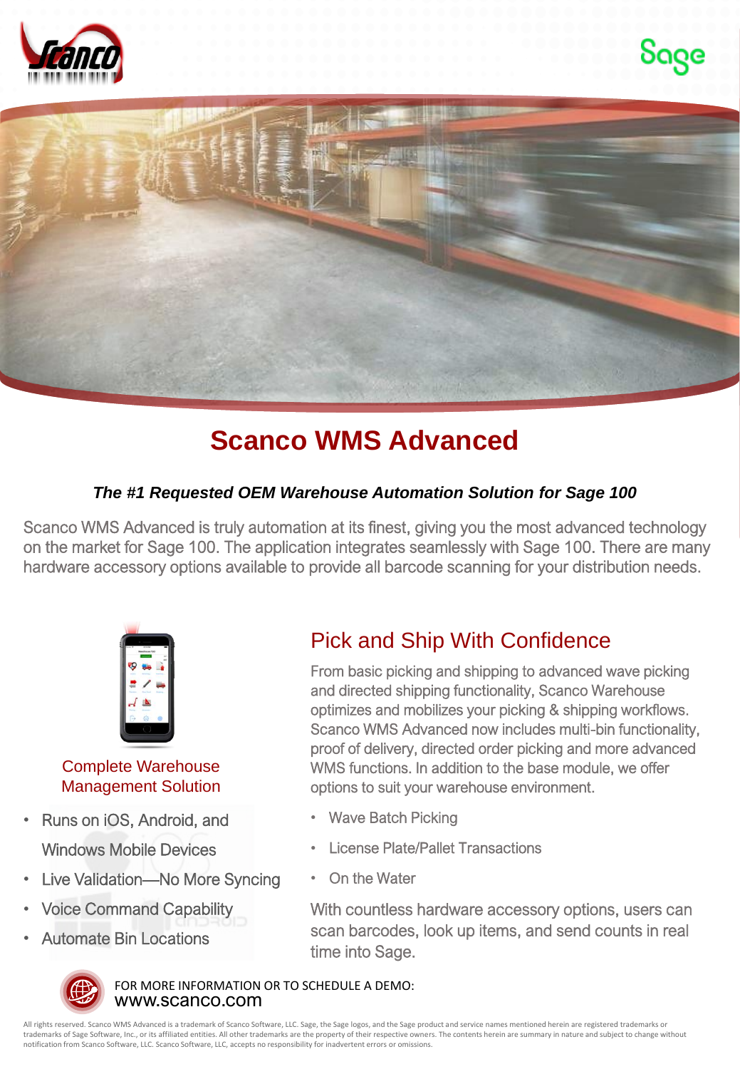# Scanco WMS Advanced

***The #1 Requested OEM Warehouse Automation Solution for Sage 100***

Scanco WMS Advanced is truly automation at its finest, giving you the most advanced technology on the market for Sage 100. The application integrates seamlessly with Sage 100. There are many hardware accessory options available to provide all barcode scanning for your distribution needs.

### Complete Warehouse Management Solution

- Runs on iOS, Android, and Windows Mobile Devices
- Live Validation—No More Syncing
- Voice Command Capability
- Automate Bin Locations

## Pick and Ship With Confidence

From basic picking and shipping to advanced wave picking and directed shipping functionality, Scanco Warehouse optimizes and mobilizes your picking & shipping workflows. Scanco WMS Advanced now includes multi-bin functionality, proof of delivery, directed order picking and more advanced WMS functions. In addition to the base module, we offer options to suit your warehouse environment.

- Wave Batch Picking
- License Plate/Pallet Transactions
- On the Water

With countless hardware accessory options, users can scan barcodes, look up items, and send counts in real time into Sage.

FOR MORE INFORMATION OR TO SCHEDULE A DEMO:
www.scanco.com

All rights reserved. Scanco WMS Advanced is a trademark of Scanco Software, LLC. Sage, the Sage logos, and the Sage product and service names mentioned herein are registered trademarks or trademarks of Sage Software, Inc., or its affiliated entities. All other trademarks are the property of their respective owners. The contents herein are summary in nature and subject to change without notification from Scanco Software, LLC. Scanco Software, LLC, accepts no responsibility for inadvertent errors or omissions.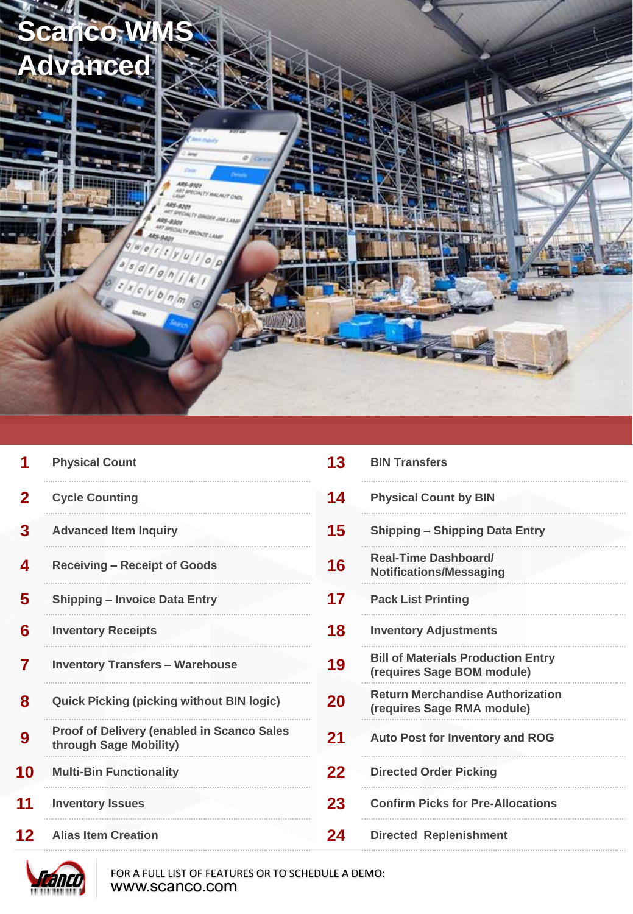# Scanco WMS Advanced

1. Physical Count
2. Cycle Counting
3. Advanced Item Inquiry
4. Receiving – Receipt of Goods
5. Shipping – Invoice Data Entry
6. Inventory Receipts
7. Inventory Transfers – Warehouse
8. Quick Picking (picking without BIN logic)
9. Proof of Delivery (enabled in Scanco Sales through Sage Mobility)
10. Multi-Bin Functionality
11. Inventory Issues
12. Alias Item Creation
13. BIN Transfers
14. Physical Count by BIN
15. Shipping – Shipping Data Entry
16. Real-Time Dashboard/ Notifications/Messaging
17. Pack List Printing
18. Inventory Adjustments
19. Bill of Materials Production Entry (requires Sage BOM module)
20. Return Merchandise Authorization (requires Sage RMA module)
21. Auto Post for Inventory and ROG
22. Directed Order Picking
23. Confirm Picks for Pre-Allocations
24. Directed Replenishment

FOR A FULL LIST OF FEATURES OR TO SCHEDULE A DEMO:
www.scanco.com